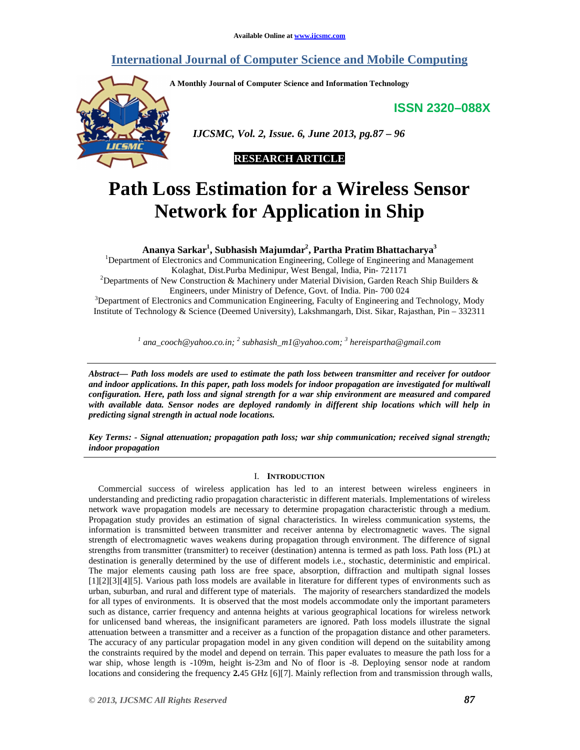# Path Loss Estimation for a Wireless Sensor Network for Application in Ship

**Ananya Sarkar[1], Subhasish Majumdar[2], Partha Pratim Bhattacharya[3]**

[1]Department of Electronics and Communication Engineering, College of Engineering and Management Kolaghat, Dist.Purba Medinipur, West Bengal, India, Pin- 721171

[2]Departments of New Construction & Machinery under Material Division, Garden Reach Ship Builders & Engineers, under Ministry of Defence, Govt. of India. Pin- 700 024

[3]Department of Electronics and Communication Engineering, Faculty of Engineering and Technology, Mody Institute of Technology & Science (Deemed University), Lakshmangarh, Dist. Sikar, Rajasthan, Pin – 332311

*[1] ana_cooch@yahoo.co.in; [2] subhasish_m1@yahoo.com; [3] hereispartha@gmail.com*

***Abstract— Path loss models are used to estimate the path loss between transmitter and receiver for outdoor and indoor applications. In this paper, path loss models for indoor propagation are investigated for multiwall configuration. Here, path loss and signal strength for a war ship environment are measured and compared with available data. Sensor nodes are deployed randomly in different ship locations which will help in predicting signal strength in actual node locations.***

***Key Terms: - Signal attenuation; propagation path loss; war ship communication; received signal strength; indoor propagation***

## I. Introduction

Commercial success of wireless application has led to an interest between wireless engineers in understanding and predicting radio propagation characteristic in different materials. Implementations of wireless network wave propagation models are necessary to determine propagation characteristic through a medium. Propagation study provides an estimation of signal characteristics. In wireless communication systems, the information is transmitted between transmitter and receiver antenna by electromagnetic waves. The signal strength of electromagnetic waves weakens during propagation through environment. The difference of signal strengths from transmitter (transmitter) to receiver (destination) antenna is termed as path loss. Path loss (PL) at destination is generally determined by the use of different models i.e., stochastic, deterministic and empirical. The major elements causing path loss are free space, absorption, diffraction and multipath signal losses [1][2][3][4][5]. Various path loss models are available in literature for different types of environments such as urban, suburban, and rural and different type of materials. The majority of researchers standardized the models for all types of environments. It is observed that the most models accommodate only the important parameters such as distance, carrier frequency and antenna heights at various geographical locations for wireless network for unlicensed band whereas, the insignificant parameters are ignored. Path loss models illustrate the signal attenuation between a transmitter and a receiver as a function of the propagation distance and other parameters. The accuracy of any particular propagation model in any given condition will depend on the suitability among the constraints required by the model and depend on terrain. This paper evaluates to measure the path loss for a war ship, whose length is -109m, height is-23m and No of floor is -8. Deploying sensor node at random locations and considering the frequency **2.**45 GHz [6][7]. Mainly reflection from and transmission through walls,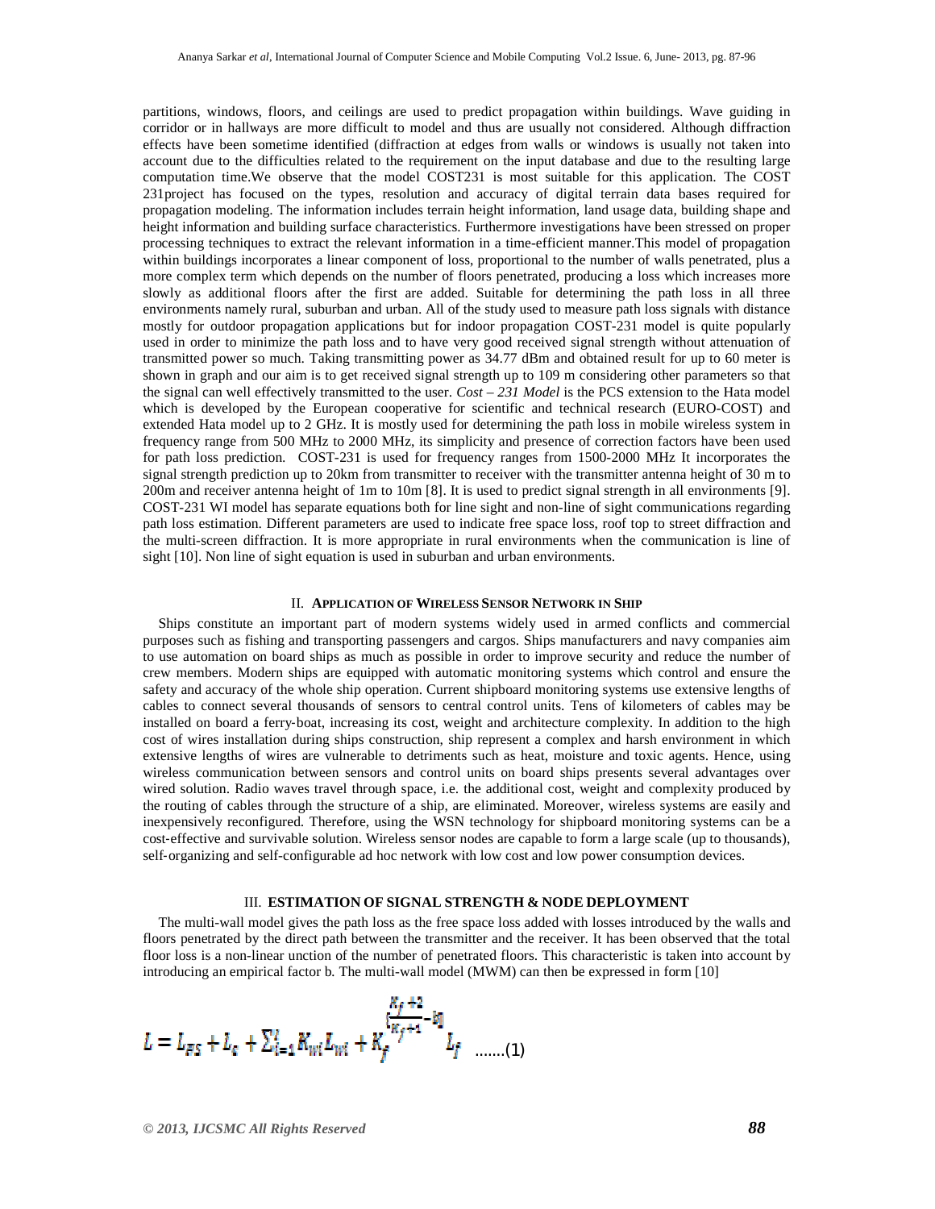partitions, windows, floors, and ceilings are used to predict propagation within buildings. Wave guiding in corridor or in hallways are more difficult to model and thus are usually not considered. Although diffraction effects have been sometime identified (diffraction at edges from walls or windows is usually not taken into account due to the difficulties related to the requirement on the input database and due to the resulting large computation time.We observe that the model COST231 is most suitable for this application. The COST 231project has focused on the types, resolution and accuracy of digital terrain data bases required for propagation modeling. The information includes terrain height information, land usage data, building shape and height information and building surface characteristics. Furthermore investigations have been stressed on proper processing techniques to extract the relevant information in a time-efficient manner.This model of propagation within buildings incorporates a linear component of loss, proportional to the number of walls penetrated, plus a more complex term which depends on the number of floors penetrated, producing a loss which increases more slowly as additional floors after the first are added. Suitable for determining the path loss in all three environments namely rural, suburban and urban. All of the study used to measure path loss signals with distance mostly for outdoor propagation applications but for indoor propagation COST-231 model is quite popularly used in order to minimize the path loss and to have very good received signal strength without attenuation of transmitted power so much. Taking transmitting power as 34.77 dBm and obtained result for up to 60 meter is shown in graph and our aim is to get received signal strength up to 109 m considering other parameters so that the signal can well effectively transmitted to the user. *Cost – 231 Model* is the PCS extension to the Hata model which is developed by the European cooperative for scientific and technical research (EURO-COST) and extended Hata model up to 2 GHz. It is mostly used for determining the path loss in mobile wireless system in frequency range from 500 MHz to 2000 MHz, its simplicity and presence of correction factors have been used for path loss prediction. COST-231 is used for frequency ranges from 1500-2000 MHz It incorporates the signal strength prediction up to 20km from transmitter to receiver with the transmitter antenna height of 30 m to 200m and receiver antenna height of 1m to 10m [8]. It is used to predict signal strength in all environments [9]. COST-231 WI model has separate equations both for line sight and non-line of sight communications regarding path loss estimation. Different parameters are used to indicate free space loss, roof top to street diffraction and the multi-screen diffraction. It is more appropriate in rural environments when the communication is line of sight [10]. Non line of sight equation is used in suburban and urban environments.

## II. APPLICATION OF WIRELESS SENSOR NETWORK IN SHIP

Ships constitute an important part of modern systems widely used in armed conflicts and commercial purposes such as fishing and transporting passengers and cargos. Ships manufacturers and navy companies aim to use automation on board ships as much as possible in order to improve security and reduce the number of crew members. Modern ships are equipped with automatic monitoring systems which control and ensure the safety and accuracy of the whole ship operation. Current shipboard monitoring systems use extensive lengths of cables to connect several thousands of sensors to central control units. Tens of kilometers of cables may be installed on board a ferry-boat, increasing its cost, weight and architecture complexity. In addition to the high cost of wires installation during ships construction, ship represent a complex and harsh environment in which extensive lengths of wires are vulnerable to detriments such as heat, moisture and toxic agents. Hence, using wireless communication between sensors and control units on board ships presents several advantages over wired solution. Radio waves travel through space, i.e. the additional cost, weight and complexity produced by the routing of cables through the structure of a ship, are eliminated. Moreover, wireless systems are easily and inexpensively reconfigured. Therefore, using the WSN technology for shipboard monitoring systems can be a cost-effective and survivable solution. Wireless sensor nodes are capable to form a large scale (up to thousands), self-organizing and self-configurable ad hoc network with low cost and low power consumption devices.

## III. ESTIMATION OF SIGNAL STRENGTH & NODE DEPLOYMENT

The multi-wall model gives the path loss as the free space loss added with losses introduced by the walls and floors penetrated by the direct path between the transmitter and the receiver. It has been observed that the total floor loss is a non-linear unction of the number of penetrated floors. This characteristic is taken into account by introducing an empirical factor b. The multi-wall model (MWM) can then be expressed in form [10]

$$L = L_{FS} + L_c + \sum_{i=1}^{I} K_{wi} L_{wi} + K_f^{\left[\frac{K_f + 2}{K_f + 1} - b\right]} L_f \quad .......(1)$$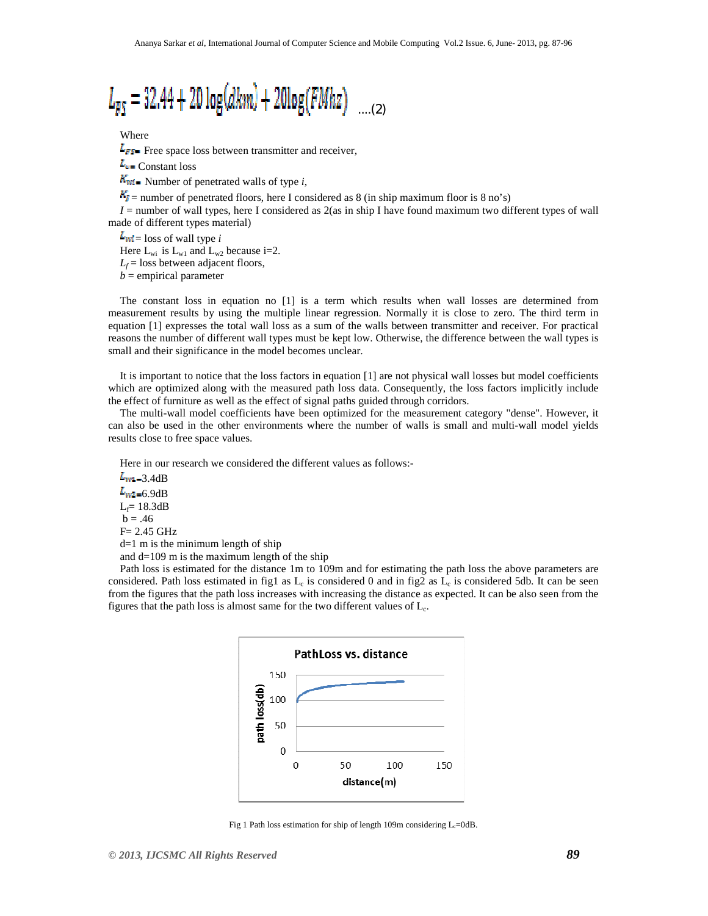$$L_{FS} = 32.44 + 20\log(dkm) + 20\log(FMhz) \quad \text{....(2)}$$

Where

$L_{FS}$ = Free space loss between transmitter and receiver,

$L_c$ = Constant loss

$K_{wi}$ = Number of penetrated walls of type *i*,

$K_f$ = number of penetrated floors, here I considered as 8 (in ship maximum floor is 8 no's)

*I* = number of wall types, here I considered as 2(as in ship I have found maximum two different types of wall made of different types material)

$L_{wi}$ = loss of wall type *i*

Here $L_{wi}$ is $L_{w1}$ and $L_{w2}$ because i=2.

$L_f$ = loss between adjacent floors,

*b* = empirical parameter

The constant loss in equation no [1] is a term which results when wall losses are determined from measurement results by using the multiple linear regression. Normally it is close to zero. The third term in equation [1] expresses the total wall loss as a sum of the walls between transmitter and receiver. For practical reasons the number of different wall types must be kept low. Otherwise, the difference between the wall types is small and their significance in the model becomes unclear.

It is important to notice that the loss factors in equation [1] are not physical wall losses but model coefficients which are optimized along with the measured path loss data. Consequently, the loss factors implicitly include the effect of furniture as well as the effect of signal paths guided through corridors.

The multi-wall model coefficients have been optimized for the measurement category "dense". However, it can also be used in the other environments the number of walls is small and multi-wall model yields results close to free space values.

Here in our research we considered the different values as follows:-

$L_{w1}$=3.4dB

$L_{w2}$=6.9dB

$L_f$= 18.3dB

b = .46

F= 2.45 GHz

d=1 m is the minimum length of ship

and d=109 m is the maximum length of the ship

Path loss is estimated for the distance 1m to 109m and for estimating the path loss the above parameters are considered. Path loss estimated in fig1 as $L_c$ is considered 0 and in fig2 as $L_c$ is considered 5db. It can be seen from the figures that the path loss increases with increasing the distance as expected. It can be also seen from the figures that the path loss is almost same for the two different values of $L_c$.

Fig 1 Path loss estimation for ship of length 109m considering $L_c$=0dB.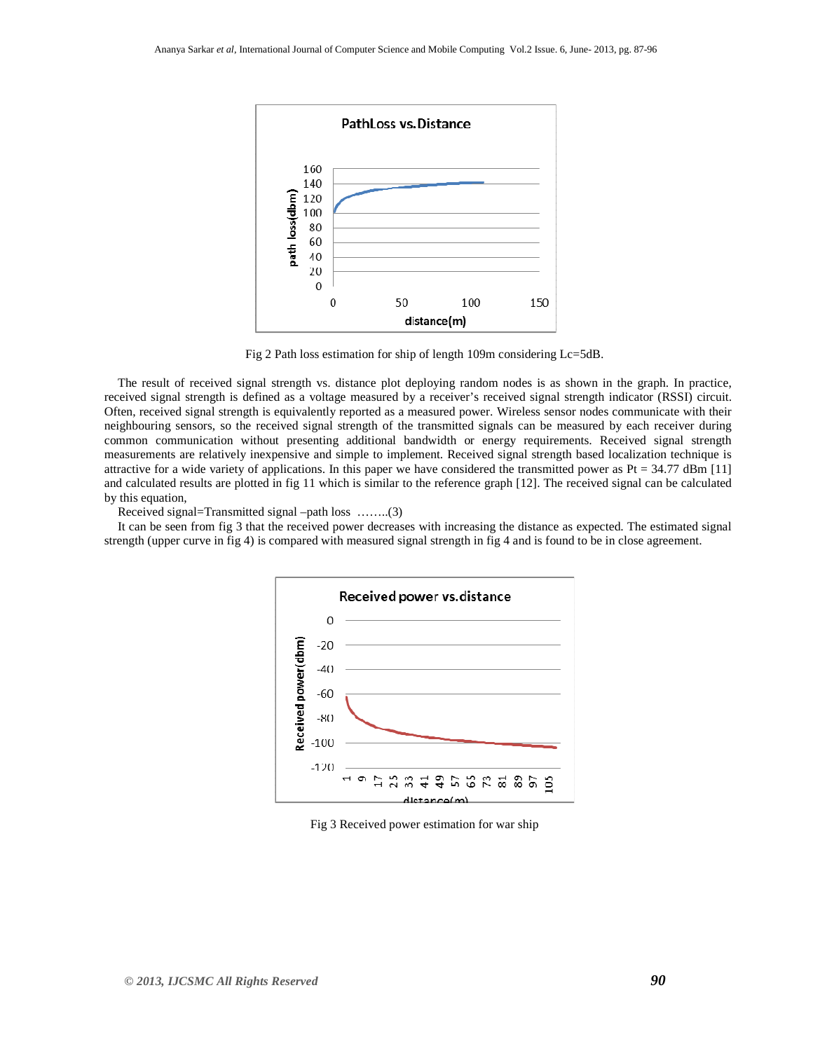Fig 2 Path loss estimation for ship of length 109m considering Lc=5dB.

The result of received signal strength vs. distance plot deploying random nodes is as shown in the graph. In practice, received signal strength is defined as a voltage measured by a receiver's received signal strength indicator (RSSI) circuit. Often, received signal strength is equivalently reported as a measured power. Wireless sensor nodes communicate with their neighbouring sensors, so the received signal strength of the transmitted signals can be measured by each receiver during common communication without presenting additional bandwidth or energy requirements. Received signal strength measurements are relatively inexpensive and simple to implement. Received signal strength based localization technique is attractive for a wide variety of applications. In this paper we have considered the transmitted power as Pt = 34.77 dBm [11] and calculated results are plotted in fig 11 which is similar to the reference graph [12]. The received signal can be calculated by this equation,

Received signal=Transmitted signal –path loss ……..(3)

It can be seen from fig 3 that the received power decreases with increasing the distance as expected. The estimated signal strength (upper curve in fig 4) is compared with measured signal strength in fig 4 and is found to be in close agreement.

Fig 3 Received power estimation for war ship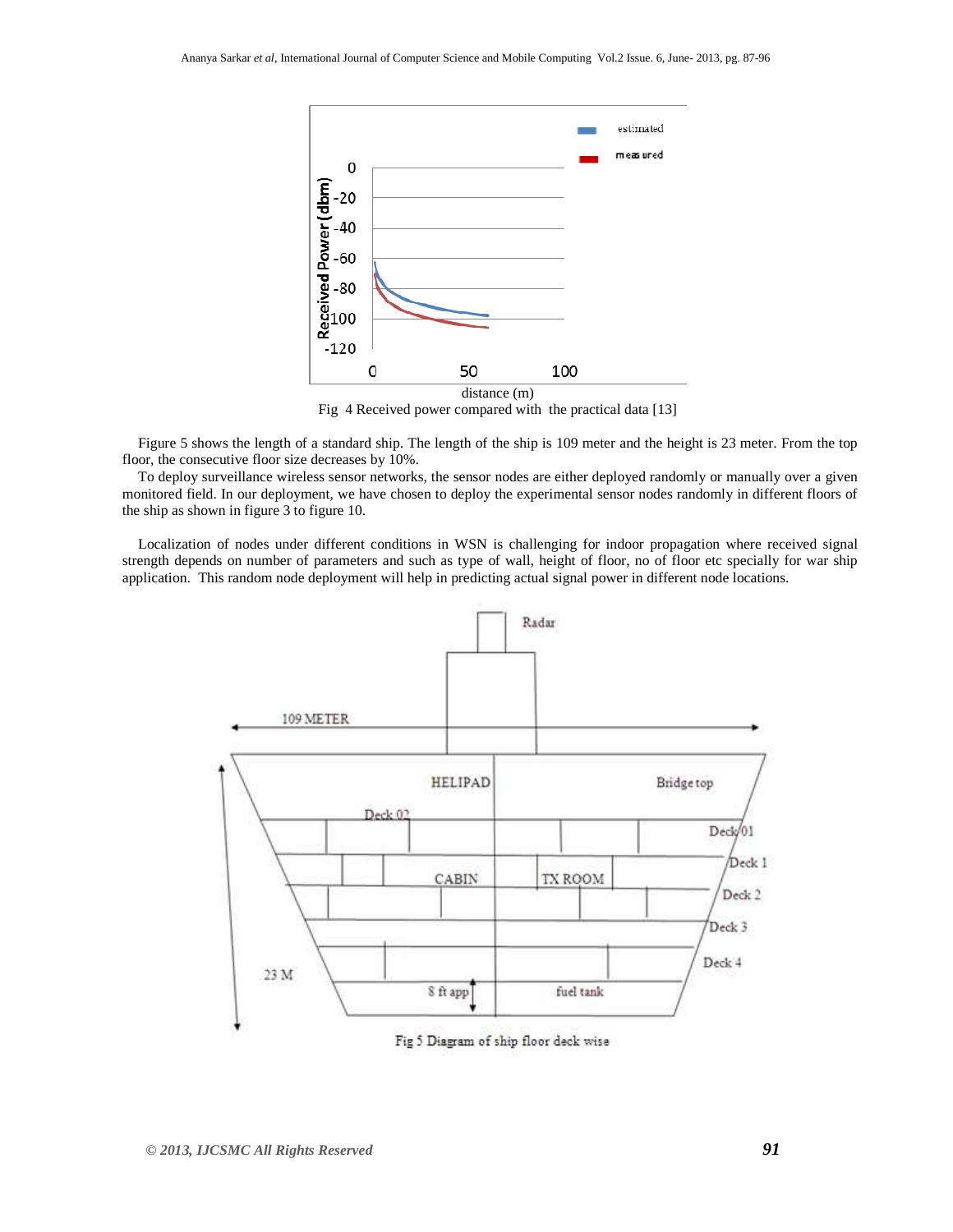Fig 4 Received power compared with the practical data [13]

Figure 5 shows the length of a standard ship. The length of the ship is 109 meter and the height is 23 meter. From the top floor, the consecutive floor size decreases by 10%.

To deploy surveillance wireless sensor networks, the sensor nodes are either deployed randomly or manually over a given monitored field. In our deployment, we have chosen to deploy the experimental sensor nodes randomly in different floors of the ship as shown in figure 3 to figure 10.

Localization of nodes under different conditions in WSN is challenging for indoor propagation where received signal strength depends on number of parameters and such as type of wall, height of floor, no of floor etc specially for war ship application. This random node deployment will help in predicting actual signal power in different node locations.

Fig 5 Diagram of ship floor deck wise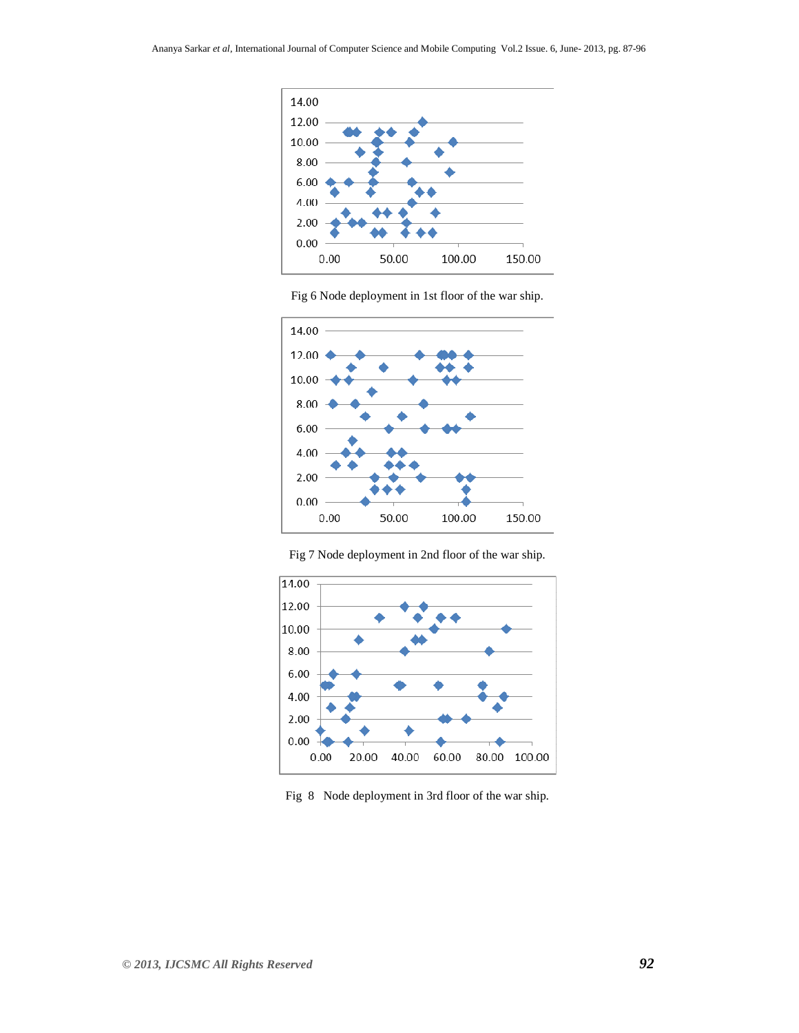Fig 6 Node deployment in 1st floor of the war ship.

Fig 7 Node deployment in 2nd floor of the war ship.

Fig 8 Node deployment in 3rd floor of the war ship.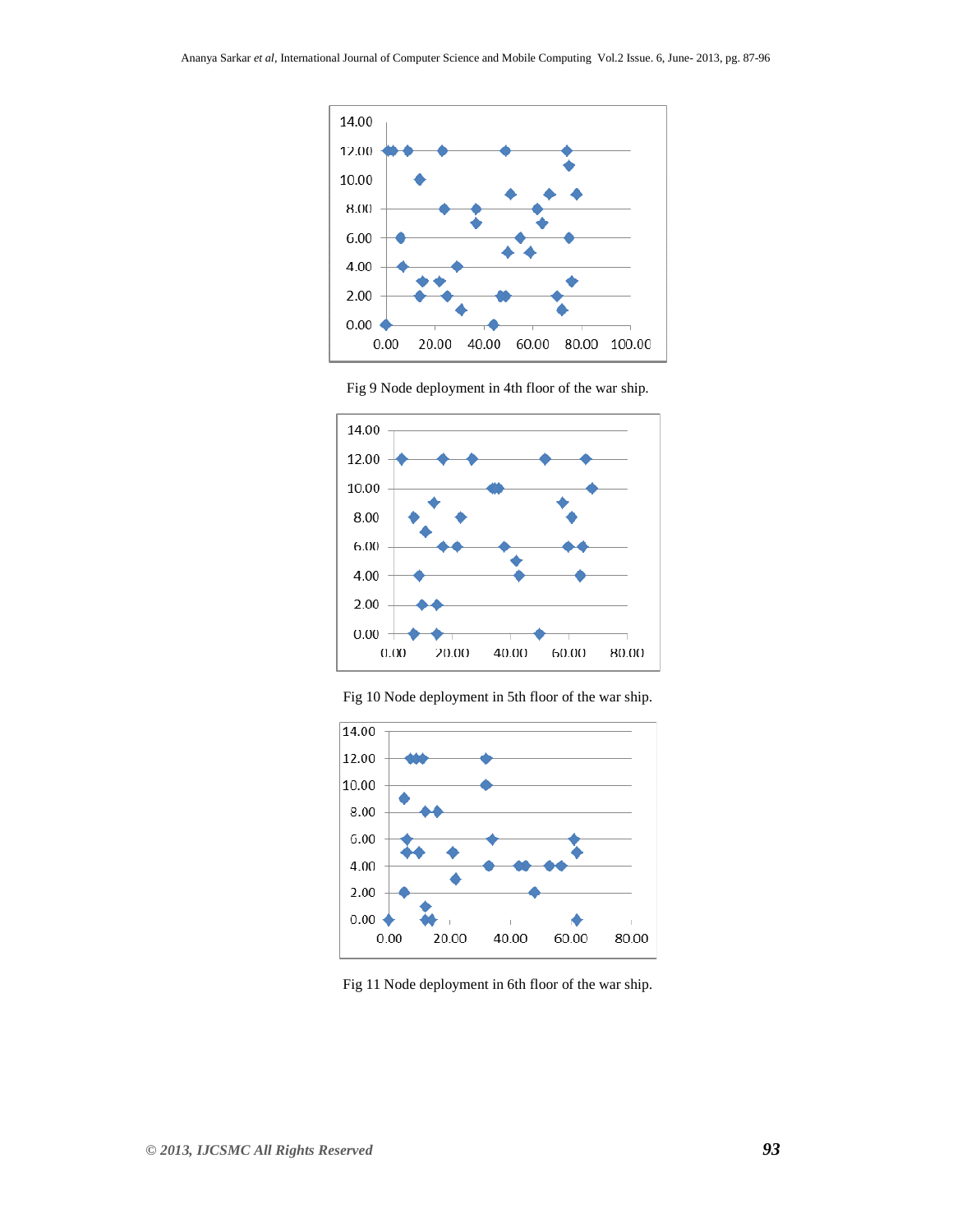Fig 9 Node deployment in 4th floor of the war ship.

Fig 10 Node deployment in 5th floor of the war ship.

Fig 11 Node deployment in 6th floor of the war ship.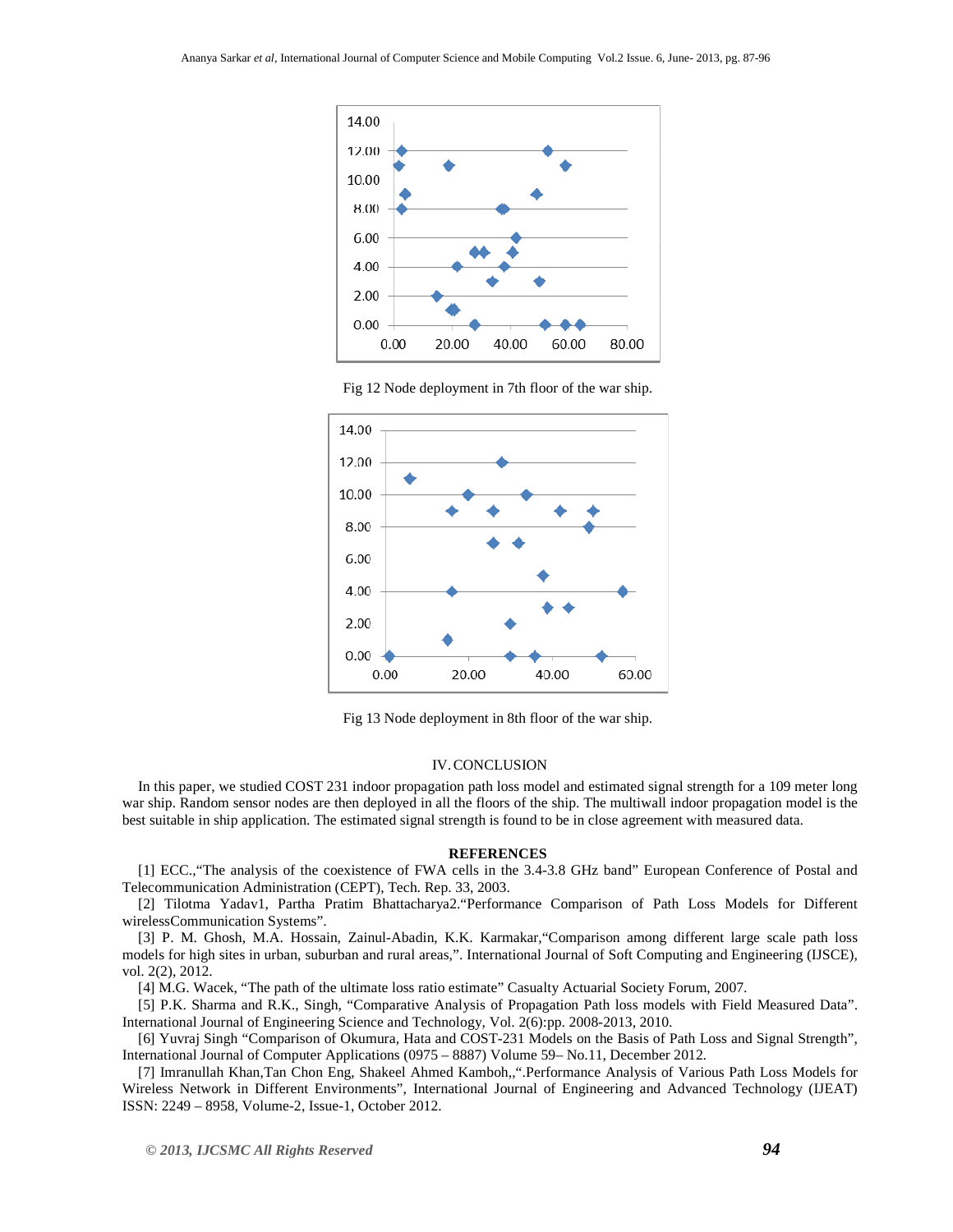Fig 12 Node deployment in 7th floor of the war ship.

Fig 13 Node deployment in 8th floor of the war ship.

## IV. CONCLUSION

In this paper, we studied COST 231 indoor propagation path loss model and estimated signal strength for a 109 meter long war ship. Random sensor nodes are then deployed in all the floors of the ship. The multiwall indoor propagation model is the best suitable in ship application. The estimated signal strength is found to be in close agreement with measured data.

## REFERENCES

[1] ECC.,"The analysis of the coexistence of FWA cells in the 3.4-3.8 GHz band" European Conference of Postal and Telecommunication Administration (CEPT), Tech. Rep. 33, 2003.

[2] Tilotma Yadav1, Partha Pratim Bhattacharya2."Performance Comparison of Path Loss Models for Different wirelessCommunication Systems".

[3] P. M. Ghosh, M.A. Hossain, Zainul-Abadin, K.K. Karmakar,"Comparison among different large scale path loss models for high sites in urban, suburban and rural areas,". International Journal of Soft Computing and Engineering (IJSCE), vol. 2(2), 2012.

[4] M.G. Wacek, "The path of the ultimate loss ratio estimate" Casualty Actuarial Society Forum, 2007.

[5] P.K. Sharma and R.K., Singh, "Comparative Analysis of Propagation Path loss models with Field Measured Data". International Journal of Engineering Science and Technology, Vol. 2(6):pp. 2008-2013, 2010.

[6] Yuvraj Singh "Comparison of Okumura, Hata and COST-231 Models on the Basis of Path Loss and Signal Strength", International Journal of Computer Applications (0975 – 8887) Volume 59– No.11, December 2012.

[7] Imranullah Khan,Tan Chon Eng, Shakeel Ahmed Kamboh,,".Performance Analysis of Various Path Loss Models for Wireless Network in Different Environments", International Journal of Engineering and Advanced Technology (IJEAT) ISSN: 2249 – 8958, Volume-2, Issue-1, October 2012.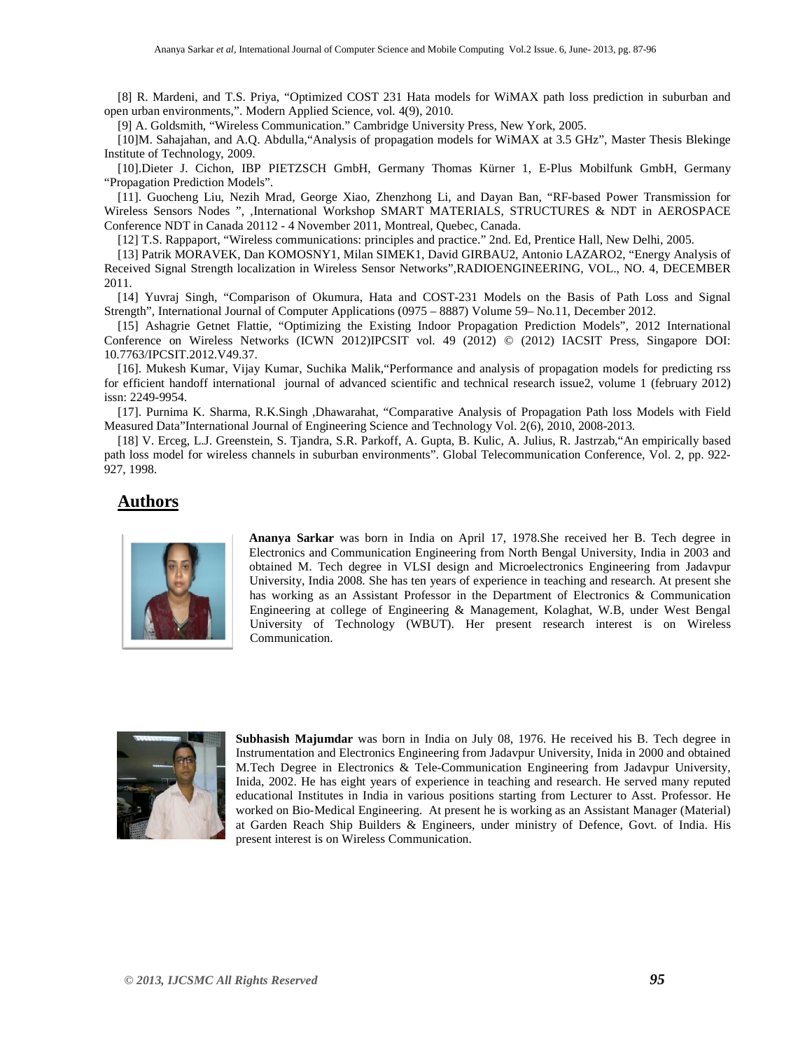[8] R. Mardeni, and T.S. Priya, "Optimized COST 231 Hata models for WiMAX path loss prediction in suburban and open urban environments,". Modern Applied Science, vol. 4(9), 2010.

[9] A. Goldsmith, "Wireless Communication." Cambridge University Press, New York, 2005.

[10]M. Sahajahan, and A.Q. Abdulla,"Analysis of propagation models for WiMAX at 3.5 GHz", Master Thesis Blekinge Institute of Technology, 2009.

[10].Dieter J. Cichon, IBP PIETZSCH GmbH, Germany Thomas Kürner 1, E-Plus Mobilfunk GmbH, Germany "Propagation Prediction Models".

[11]. Guocheng Liu, Nezih Mrad, George Xiao, Zhenzhong Li, and Dayan Ban, "RF-based Power Transmission for Wireless Sensors Nodes ", ,International Workshop SMART MATERIALS, STRUCTURES & NDT in AEROSPACE Conference NDT in Canada 20112 - 4 November 2011, Montreal, Quebec, Canada.

[12] T.S. Rappaport, "Wireless communications: principles and practice." 2nd. Ed, Prentice Hall, New Delhi, 2005.

[13] Patrik MORAVEK, Dan KOMOSNY1, Milan SIMEK1, David GIRBAU2, Antonio LAZARO2, "Energy Analysis of Received Signal Strength localization in Wireless Sensor Networks",RADIOENGINEERING, VOL., NO. 4, DECEMBER 2011.

[14] Yuvraj Singh, "Comparison of Okumura, Hata and COST-231 Models on the Basis of Path Loss and Signal Strength", International Journal of Computer Applications (0975 – 8887) Volume 59– No.11, December 2012.

[15] Ashagrie Getnet Flattie, "Optimizing the Existing Indoor Propagation Prediction Models", 2012 International Conference on Wireless Networks (ICWN 2012)IPCSIT vol. 49 (2012) © (2012) IACSIT Press, Singapore DOI: 10.7763/IPCSIT.2012.V49.37.

[16]. Mukesh Kumar, Vijay Kumar, Suchika Malik,"Performance and analysis of propagation models for predicting rss for efficient handoff international journal of advanced scientific and technical research issue2, volume 1 (february 2012) issn: 2249-9954.

[17]. Purnima K. Sharma, R.K.Singh ,Dhawarahat, "Comparative Analysis of Propagation Path loss Models with Field Measured Data"International Journal of Engineering Science and Technology Vol. 2(6), 2010, 2008-2013.

[18] V. Erceg, L.J. Greenstein, S. Tjandra, S.R. Parkoff, A. Gupta, B. Kulic, A. Julius, R. Jastrzab,"An empirically based path loss model for wireless channels in suburban environments". Global Telecommunication Conference, Vol. 2, pp. 922-927, 1998.

## Authors

**Ananya Sarkar** was born in India on April 17, 1978.She received her B. Tech degree in Electronics and Communication Engineering from North Bengal University, India in 2003 and obtained M. Tech degree in VLSI design and Microelectronics Engineering from Jadavpur University, India 2008. She has ten years of experience in teaching and research. At present she has working as an Assistant Professor in the Department of Electronics & Communication Engineering at college of Engineering & Management, Kolaghat, W.B, under West Bengal University of Technology (WBUT). Her present research interest is on Wireless Communication.

**Subhasish Majumdar** was born in India on July 08, 1976. He received his B. Tech degree in Instrumentation and Electronics Engineering from Jadavpur University, Inida in 2000 and obtained M.Tech Degree in Electronics & Tele-Communication Engineering from Jadavpur University, Inida, 2002. He has eight years of experience in teaching and research. He served many reputed educational Institutes in India in various positions starting from Lecturer to Asst. Professor. He worked on Bio-Medical Engineering. At present he is working as an Assistant Manager (Material) at Garden Reach Ship Builders & Engineers, under ministry of Defence, Govt. of India. His present interest is on Wireless Communication.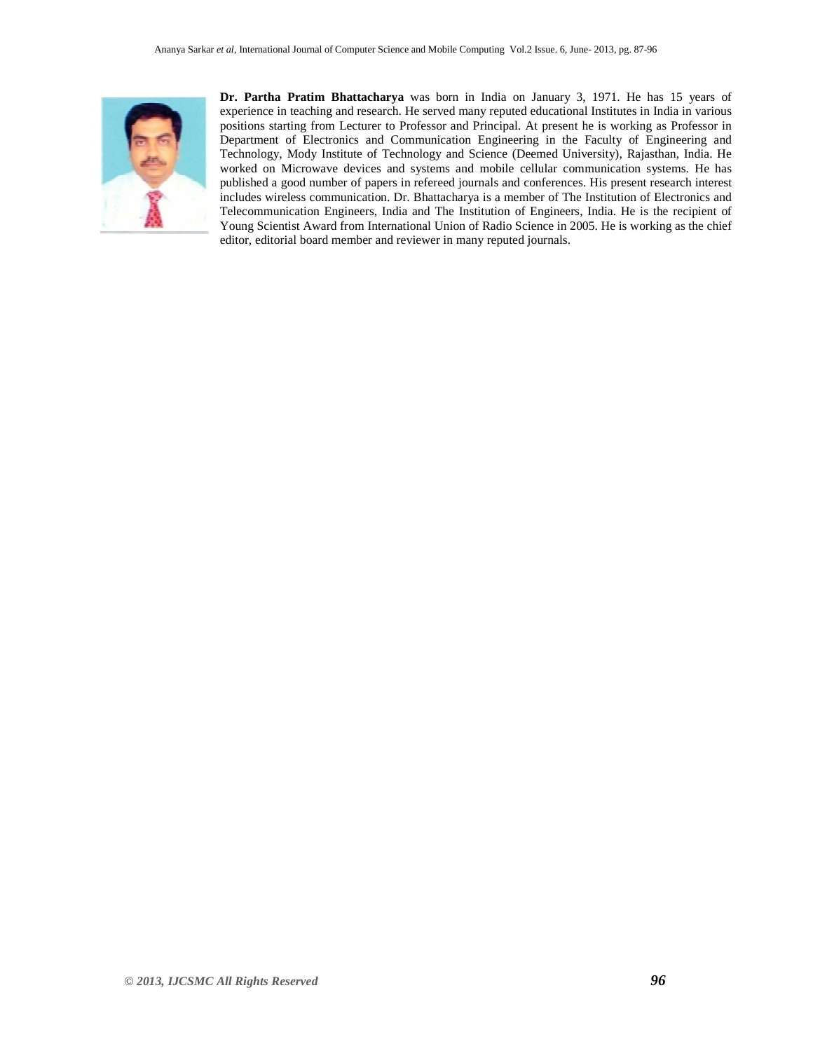**Dr. Partha Pratim Bhattacharya** was born in India on January 3, 1971. He has 15 years of experience in teaching and research. He served many reputed educational Institutes in India in various positions starting from Lecturer to Professor and Principal. At present he is working as Professor in Department of Electronics and Communication Engineering in the Faculty of Engineering and Technology, Mody Institute of Technology and Science (Deemed University), Rajasthan, India. He worked on Microwave devices and systems and mobile cellular communication systems. He has published a good number of papers in refereed journals and conferences. His present research interest includes wireless communication. Dr. Bhattacharya is a member of The Institution of Electronics and Telecommunication Engineers, India and The Institution of Engineers, India. He is the recipient of Young Scientist Award from International Union of Radio Science in 2005. He is working as the chief editor, editorial board member and reviewer in many reputed journals.